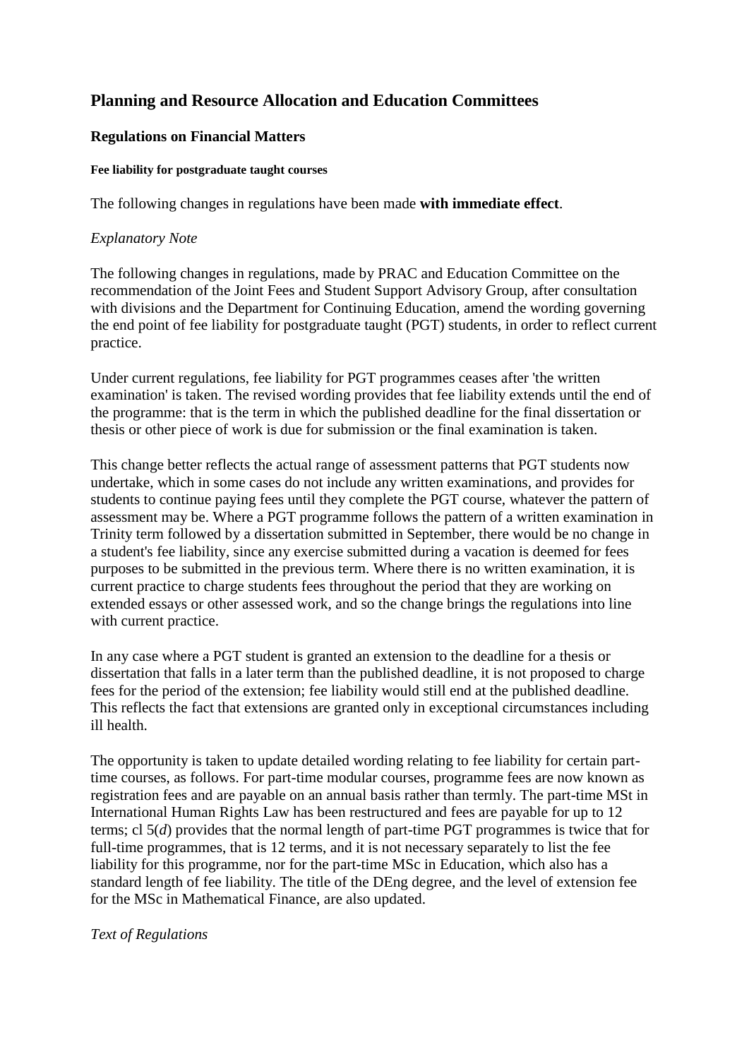## Planning and Resource Allocation and Education Committees

### Regulations on Financial Matters

#### Fee liability for postgraduate taught courses

The following changes in regulations have been made **with immediate effect**.

*Explanatory Note*

The following changes in regulations, made by PRAC and Education Committee on the recommendation of the Joint Fees and Student Support Advisory Group, after consultation with divisions and the Department for Continuing Education, amend the wording governing the end point of fee liability for postgraduate taught (PGT) students, in order to reflect current practice.

Under current regulations, fee liability for PGT programmes ceases after 'the written examination' is taken. The revised wording provides that fee liability extends until the end of the programme: that is the term in which the published deadline for the final dissertation or thesis or other piece of work is due for submission or the final examination is taken.

This change better reflects the actual range of assessment patterns that PGT students now undertake, which in some cases do not include any written examinations, and provides for students to continue paying fees until they complete the PGT course, whatever the pattern of assessment may be. Where a PGT programme follows the pattern of a written examination in Trinity term followed by a dissertation submitted in September, there would be no change in a student's fee liability, since any exercise submitted during a vacation is deemed for fees purposes to be submitted in the previous term. Where there is no written examination, it is current practice to charge students fees throughout the period that they are working on extended essays or other assessed work, and so the change brings the regulations into line with current practice.

In any case where a PGT student is granted an extension to the deadline for a thesis or dissertation that falls in a later term than the published deadline, it is not proposed to charge fees for the period of the extension; fee liability would still end at the published deadline. This reflects the fact that extensions are granted only in exceptional circumstances including ill health.

The opportunity is taken to update detailed wording relating to fee liability for certain part-time courses, as follows. For part-time modular courses, programme fees are now known as registration fees and are payable on an annual basis rather than termly. The part-time MSt in International Human Rights Law has been restructured and fees are payable for up to 12 terms; cl 5(*d*) provides that the normal length of part-time PGT programmes is twice that for full-time programmes, that is 12 terms, and it is not necessary separately to list the fee liability for this programme, nor for the part-time MSc in Education, which also has a standard length of fee liability. The title of the DEng degree, and the level of extension fee for the MSc in Mathematical Finance, are also updated.

*Text of Regulations*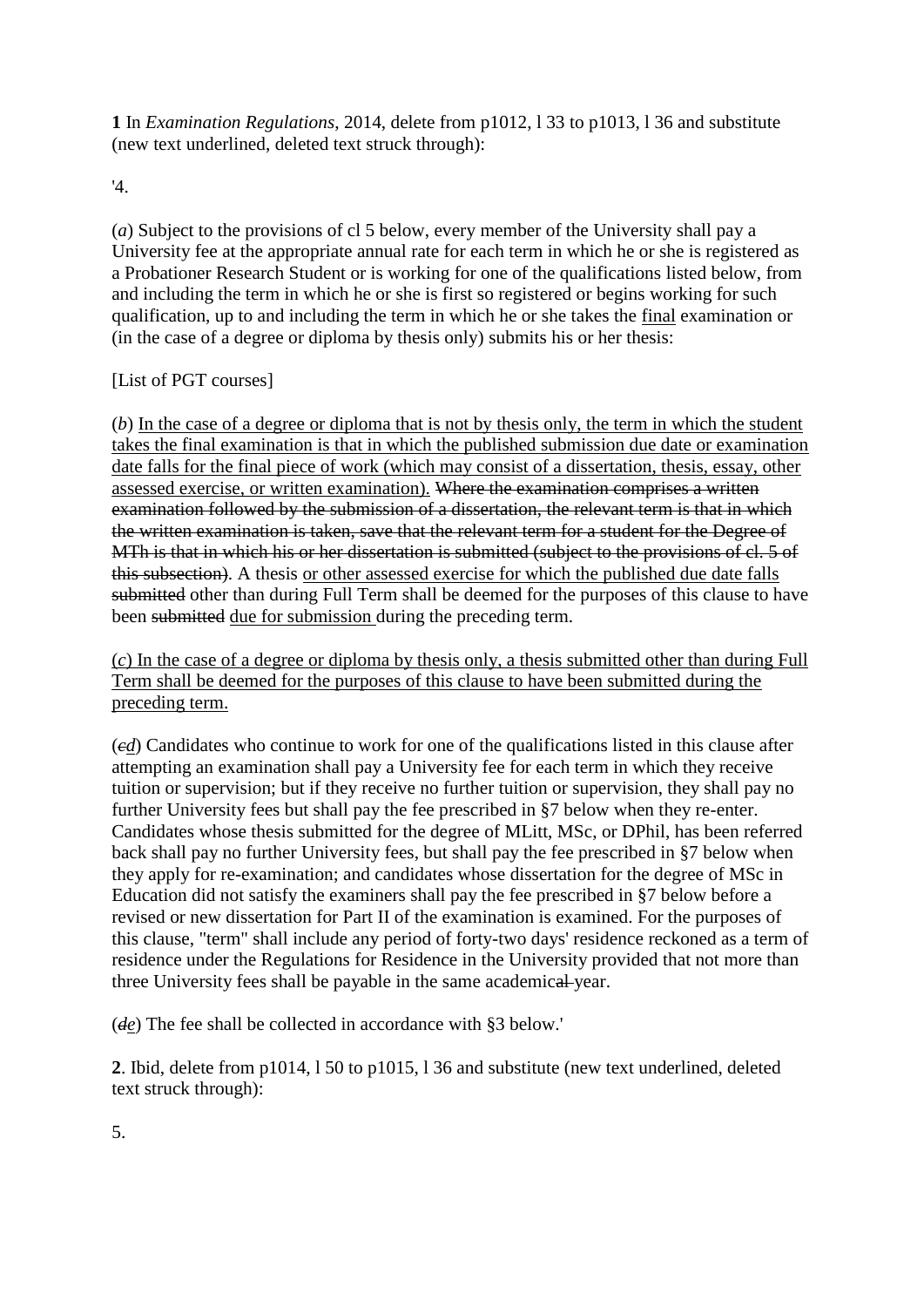**1** In *Examination Regulations*, 2014, delete from p1012, l 33 to p1013, l 36 and substitute (new text underlined, deleted text struck through):

'4.

(*a*) Subject to the provisions of cl 5 below, every member of the University shall pay a University fee at the appropriate annual rate for each term in which he or she is registered as a Probationer Research Student or is working for one of the qualifications listed below, from and including the term in which he or she is first so registered or begins working for such qualification, up to and including the term in which he or she takes the <u>final</u> examination or (in the case of a degree or diploma by thesis only) submits his or her thesis:

[List of PGT courses]

(*b*) <u>In the case of a degree or diploma that is not by thesis only, the term in which the student takes the final examination is that in which the published submission due date or examination date falls for the final piece of work (which may consist of a dissertation, thesis, essay, other assessed exercise, or written examination).</u> ~~Where the examination comprises a written examination followed by the submission of a dissertation, the relevant term is that in which the written examination is taken, save that the relevant term for a student for the Degree of MTh is that in which his or her dissertation is submitted (subject to the provisions of cl. 5 of this subsection)~~. A thesis <u>or other assessed exercise for which the published due date falls</u> ~~submitted~~ other than during Full Term shall be deemed for the purposes of this clause to have been ~~submitted~~ <u>due for submission</u> during the preceding term.

<u>(*c*) In the case of a degree or diploma by thesis only, a thesis submitted other than during Full Term shall be deemed for the purposes of this clause to have been submitted during the preceding term.</u>

(~~*c*~~<u>*d*</u>) Candidates who continue to work for one of the qualifications listed in this clause after attempting an examination shall pay a University fee for each term in which they receive tuition or supervision; but if they receive no further tuition or supervision, they shall pay no further University fees but shall pay the fee prescribed in §7 below when they re-enter. Candidates whose thesis submitted for the degree of MLitt, MSc, or DPhil, has been referred back shall pay no further University fees, but shall pay the fee prescribed in §7 below when they apply for re-examination; and candidates whose dissertation for the degree of MSc in Education did not satisfy the examiners shall pay the fee prescribed in §7 below before a revised or new dissertation for Part II of the examination is examined. For the purposes of this clause, "term" shall include any period of forty-two days' residence reckoned as a term of residence under the Regulations for Residence in the University provided that not more than three University fees shall be payable in the same academic~~al~~ year.

(~~*d*~~<u>*e*</u>) The fee shall be collected in accordance with §3 below.'

**2**. Ibid, delete from p1014, l 50 to p1015, l 36 and substitute (new text underlined, deleted text struck through):

5.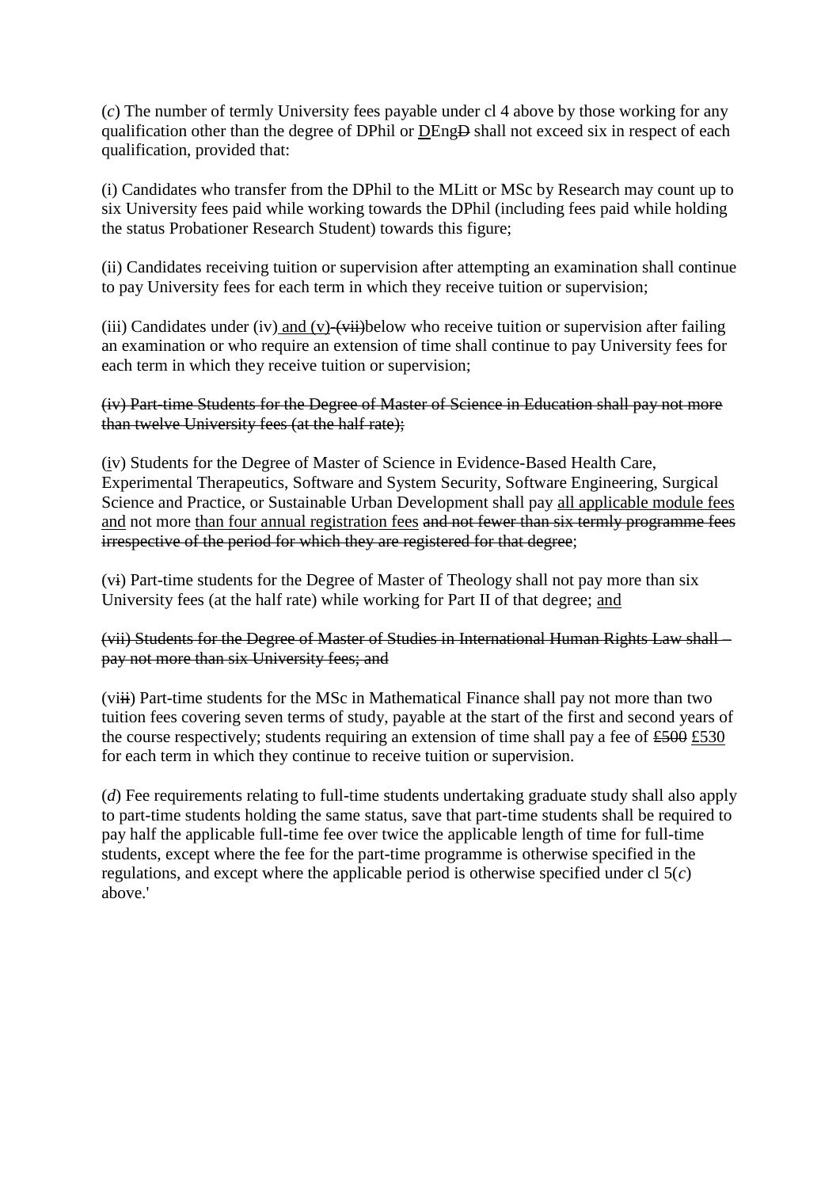(*c*) The number of termly University fees payable under cl 4 above by those working for any qualification other than the degree of DPhil or DEng~~D~~ shall not exceed six in respect of each qualification, provided that:

(i) Candidates who transfer from the DPhil to the MLitt or MSc by Research may count up to six University fees paid while working towards the DPhil (including fees paid while holding the status Probationer Research Student) towards this figure;

(ii) Candidates receiving tuition or supervision after attempting an examination shall continue to pay University fees for each term in which they receive tuition or supervision;

(iii) Candidates under (iv) and (v)~~-(vii)~~below who receive tuition or supervision after failing an examination or who require an extension of time shall continue to pay University fees for each term in which they receive tuition or supervision;

~~(iv) Part-time Students for the Degree of Master of Science in Education shall pay not more than twelve University fees (at the half rate);~~

(iv) Students for the Degree of Master of Science in Evidence-Based Health Care, Experimental Therapeutics, Software and System Security, Software Engineering, Surgical Science and Practice, or Sustainable Urban Development shall pay all applicable module fees and not more than four annual registration fees ~~and not fewer than six termly programme fees irrespective of the period for which they are registered for that degree~~;

(v~~i~~) Part-time students for the Degree of Master of Theology shall not pay more than six University fees (at the half rate) while working for Part II of that degree; and

~~(vii) Students for the Degree of Master of Studies in International Human Rights Law shall – pay not more than six University fees; and~~

(vi~~ii~~) Part-time students for the MSc in Mathematical Finance shall pay not more than two tuition fees covering seven terms of study, payable at the start of the first and second years of the course respectively; students requiring an extension of time shall pay a fee of ~~£500~~ £530 for each term in which they continue to receive tuition or supervision.

(*d*) Fee requirements relating to full-time students undertaking graduate study shall also apply to part-time students holding the same status, save that part-time students shall be required to pay half the applicable full-time fee over twice the applicable length of time for full-time students, except where the fee for the part-time programme is otherwise specified in the regulations, and except where the applicable period is otherwise specified under cl 5(*c*) above.'